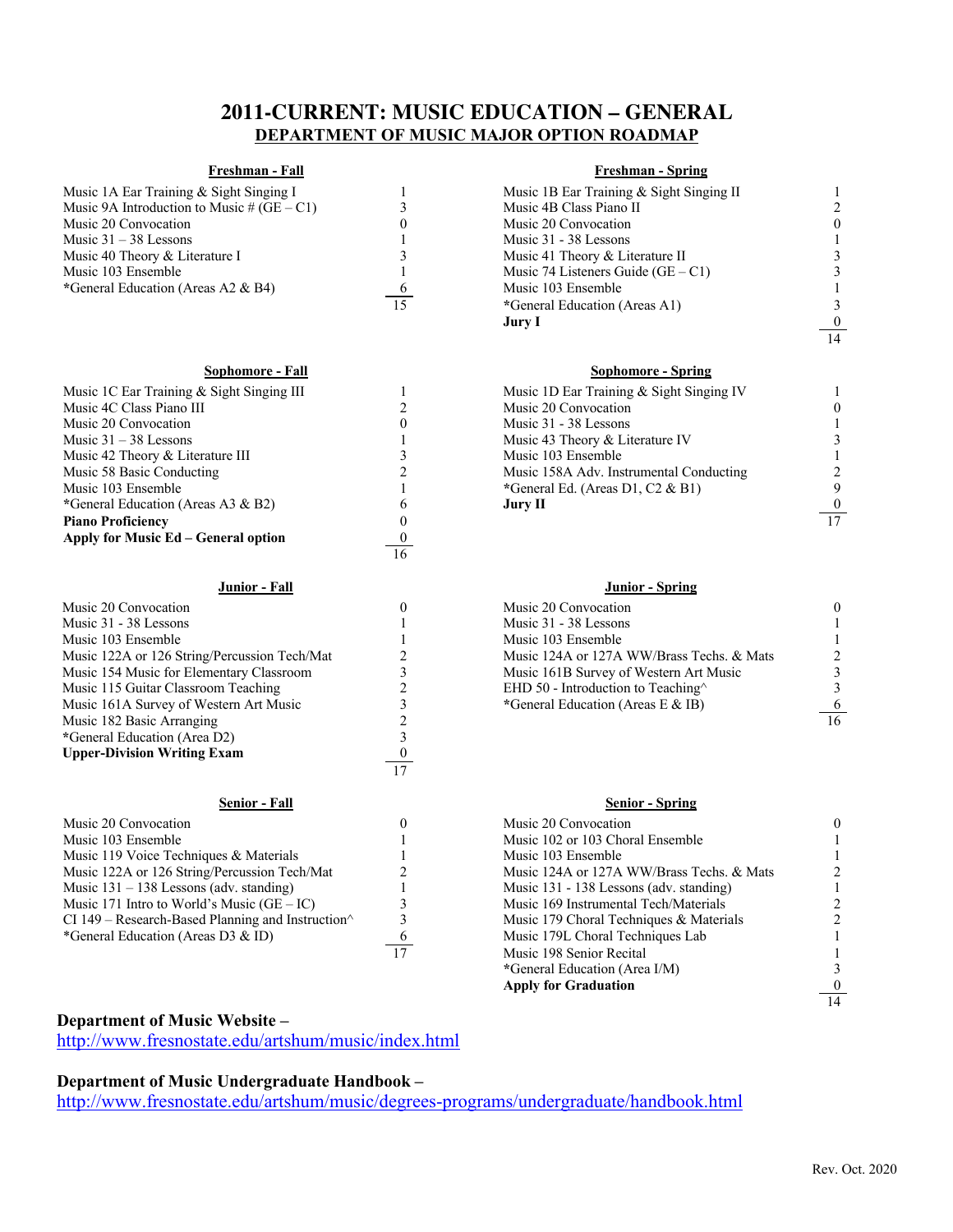# 2011-CURRENT: MUSIC EDUCATION – GENERAL

## DEPARTMENT OF MUSIC MAJOR OPTION ROADMAP

### Freshman - Fall

| Course | Units |
|---|---|
| Music 1A Ear Training & Sight Singing I | 1 |
| Music 9A Introduction to Music # (GE – C1) | 3 |
| Music 20 Convocation | 0 |
| Music 31 – 38 Lessons | 1 |
| Music 40 Theory & Literature I | 3 |
| Music 103 Ensemble | 1 |
| *General Education (Areas A2 & B4) | 6 |
| | 15 |

### Freshman - Spring

| Course | Units |
|---|---|
| Music 1B Ear Training & Sight Singing II | 1 |
| Music 4B Class Piano II | 2 |
| Music 20 Convocation | 0 |
| Music 31 - 38 Lessons | 1 |
| Music 41 Theory & Literature II | 3 |
| Music 74 Listeners Guide (GE – C1) | 3 |
| Music 103 Ensemble | 1 |
| *General Education (Areas A1) | 3 |
| **Jury I** | 0 |
| | 14 |

### Sophomore - Fall

| Course | Units |
|---|---|
| Music 1C Ear Training & Sight Singing III | 1 |
| Music 4C Class Piano III | 2 |
| Music 20 Convocation | 0 |
| Music 31 – 38 Lessons | 1 |
| Music 42 Theory & Literature III | 3 |
| Music 58 Basic Conducting | 2 |
| Music 103 Ensemble | 1 |
| *General Education (Areas A3 & B2) | 6 |
| **Piano Proficiency** | 0 |
| **Apply for Music Ed – General option** | 0 |
| | 16 |

### Sophomore - Spring

| Course | Units |
|---|---|
| Music 1D Ear Training & Sight Singing IV | 1 |
| Music 20 Convocation | 0 |
| Music 31 - 38 Lessons | 1 |
| Music 43 Theory & Literature IV | 3 |
| Music 103 Ensemble | 1 |
| Music 158A Adv. Instrumental Conducting | 2 |
| *General Ed. (Areas D1, C2 & B1) | 9 |
| **Jury II** | 0 |
| | 17 |

### Junior - Fall

| Course | Units |
|---|---|
| Music 20 Convocation | 0 |
| Music 31 - 38 Lessons | 1 |
| Music 103 Ensemble | 1 |
| Music 122A or 126 String/Percussion Tech/Mat | 2 |
| Music 154 Music for Elementary Classroom | 3 |
| Music 115 Guitar Classroom Teaching | 2 |
| Music 161A Survey of Western Art Music | 3 |
| Music 182 Basic Arranging | 2 |
| *General Education (Area D2) | 3 |
| **Upper-Division Writing Exam** | 0 |
| | 17 |

### Junior - Spring

| Course | Units |
|---|---|
| Music 20 Convocation | 0 |
| Music 31 - 38 Lessons | 1 |
| Music 103 Ensemble | 1 |
| Music 124A or 127A WW/Brass Techs. & Mats | 2 |
| Music 161B Survey of Western Art Music | 3 |
| EHD 50 - Introduction to Teaching^ | 3 |
| *General Education (Areas E & IB) | 6 |
| | 16 |

### Senior - Fall

| Course | Units |
|---|---|
| Music 20 Convocation | 0 |
| Music 103 Ensemble | 1 |
| Music 119 Voice Techniques & Materials | 1 |
| Music 122A or 126 String/Percussion Tech/Mat | 2 |
| Music 131 – 138 Lessons (adv. standing) | 1 |
| Music 171 Intro to World's Music (GE – IC) | 3 |
| CI 149 – Research-Based Planning and Instruction^ | 3 |
| *General Education (Areas D3 & ID) | 6 |
| | 17 |

### Senior - Spring

| Course | Units |
|---|---|
| Music 20 Convocation | 0 |
| Music 102 or 103 Choral Ensemble | 1 |
| Music 103 Ensemble | 1 |
| Music 124A or 127A WW/Brass Techs. & Mats | 2 |
| Music 131 - 138 Lessons (adv. standing) | 1 |
| Music 169 Instrumental Tech/Materials | 2 |
| Music 179 Choral Techniques & Materials | 2 |
| Music 179L Choral Techniques Lab | 1 |
| Music 198 Senior Recital | 1 |
| *General Education (Area I/M) | 3 |
| **Apply for Graduation** | 0 |
| | 14 |

**Department of Music Website –**
http://www.fresnostate.edu/artshum/music/index.html

**Department of Music Undergraduate Handbook –**
http://www.fresnostate.edu/artshum/music/degrees-programs/undergraduate/handbook.html

Rev. Oct. 2020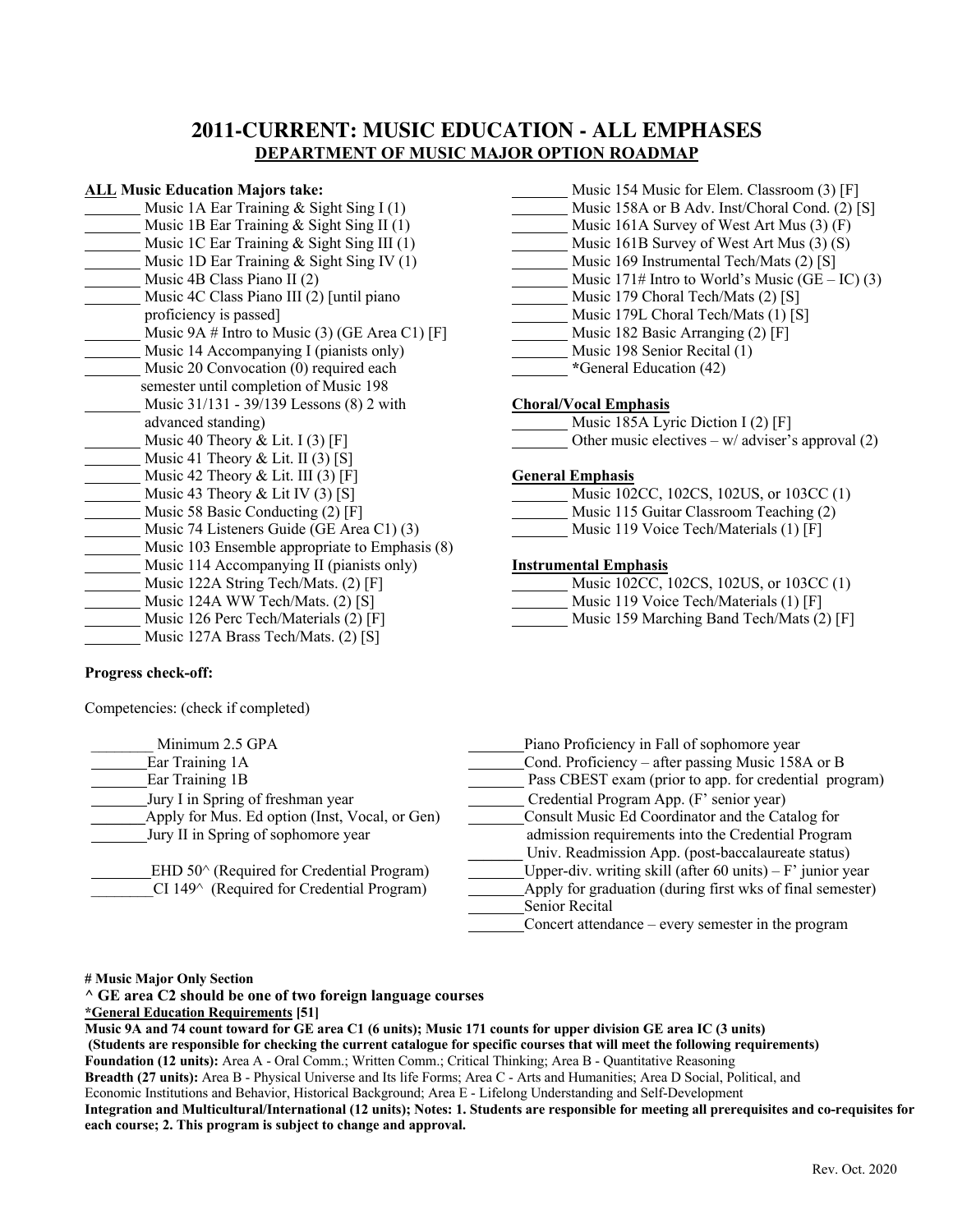# 2011-CURRENT: MUSIC EDUCATION - ALL EMPHASES

## DEPARTMENT OF MUSIC MAJOR OPTION ROADMAP

**ALL Music Education Majors take:**

- _______ Music 1A Ear Training & Sight Sing I (1)
- _______ Music 1B Ear Training & Sight Sing II (1)
- _______ Music 1C Ear Training & Sight Sing III (1)
- _______ Music 1D Ear Training & Sight Sing IV (1)
- _______ Music 4B Class Piano II (2)
- _______ Music 4C Class Piano III (2) [until piano proficiency is passed]
- _______ Music 9A # Intro to Music (3) (GE Area C1) [F]
- _______ Music 14 Accompanying I (pianists only)
- _______ Music 20 Convocation (0) required each semester until completion of Music 198
- _______ Music 31/131 - 39/139 Lessons (8) 2 with advanced standing)
- _______ Music 40 Theory & Lit. I (3) [F]
- _______ Music 41 Theory & Lit. II (3) [S]
- _______ Music 42 Theory & Lit. III (3) [F]
- _______ Music 43 Theory & Lit IV (3) [S]
- _______ Music 58 Basic Conducting (2) [F]
- _______ Music 74 Listeners Guide (GE Area C1) (3)
- _______ Music 103 Ensemble appropriate to Emphasis (8)
- _______ Music 114 Accompanying II (pianists only)
- _______ Music 122A String Tech/Mats. (2) [F]
- _______ Music 124A WW Tech/Mats. (2) [S]
- _______ Music 126 Perc Tech/Materials (2) [F]
- _______ Music 127A Brass Tech/Mats. (2) [S]
- _______ Music 154 Music for Elem. Classroom (3) [F]
- _______ Music 158A or B Adv. Inst/Choral Cond. (2) [S]
- _______ Music 161A Survey of West Art Mus (3) (F)
- _______ Music 161B Survey of West Art Mus (3) (S)
- _______ Music 169 Instrumental Tech/Mats (2) [S]
- _______ Music 171# Intro to World's Music (GE – IC) (3)
- _______ Music 179 Choral Tech/Mats (2) [S]
- _______ Music 179L Choral Tech/Mats (1) [S]
- _______ Music 182 Basic Arranging (2) [F]
- _______ Music 198 Senior Recital (1)
- _______ *General Education (42)

**Choral/Vocal Emphasis**

- _______ Music 185A Lyric Diction I (2) [F]
- _______ Other music electives – w/ adviser's approval (2)

**General Emphasis**

- _______ Music 102CC, 102CS, 102US, or 103CC (1)
- _______ Music 115 Guitar Classroom Teaching (2)
- _______ Music 119 Voice Tech/Materials (1) [F]

**Instrumental Emphasis**

- _______ Music 102CC, 102CS, 102US, or 103CC (1)
- _______ Music 119 Voice Tech/Materials (1) [F]
- _______ Music 159 Marching Band Tech/Mats (2) [F]

**Progress check-off:**

Competencies: (check if completed)

- ________ Minimum 2.5 GPA
- _______ Ear Training 1A
- _______ Ear Training 1B
- _______ Jury I in Spring of freshman year
- _______ Apply for Mus. Ed option (Inst, Vocal, or Gen)
- _______ Jury II in Spring of sophomore year

- ________ EHD 50^ (Required for Credential Program)
- ________ CI 149^ (Required for Credential Program)

- _______ Piano Proficiency in Fall of sophomore year
- _______ Cond. Proficiency – after passing Music 158A or B
- _______ Pass CBEST exam (prior to app. for credential program)
- _______ Credential Program App. (F' senior year)
- _______ Consult Music Ed Coordinator and the Catalog for admission requirements into the Credential Program
- _______ Univ. Readmission App. (post-baccalaureate status)
- _______ Upper-div. writing skill (after 60 units) – F' junior year
- _______ Apply for graduation (during first wks of final semester)
- _______ Senior Recital
- _______ Concert attendance – every semester in the program

**# Music Major Only Section**

**^ GE area C2 should be one of two foreign language courses**

**\*General Education Requirements [51]**

**Music 9A and 74 count toward for GE area C1 (6 units); Music 171 counts for upper division GE area IC (3 units)**

**(Students are responsible for checking the current catalogue for specific courses that will meet the following requirements)**

**Foundation (12 units):** Area A - Oral Comm.; Written Comm.; Critical Thinking; Area B - Quantitative Reasoning

**Breadth (27 units):** Area B - Physical Universe and Its life Forms; Area C - Arts and Humanities; Area D Social, Political, and Economic Institutions and Behavior, Historical Background; Area E - Lifelong Understanding and Self-Development

**Integration and Multicultural/International (12 units); Notes: 1. Students are responsible for meeting all prerequisites and co-requisites for each course; 2. This program is subject to change and approval.**

Rev. Oct. 2020